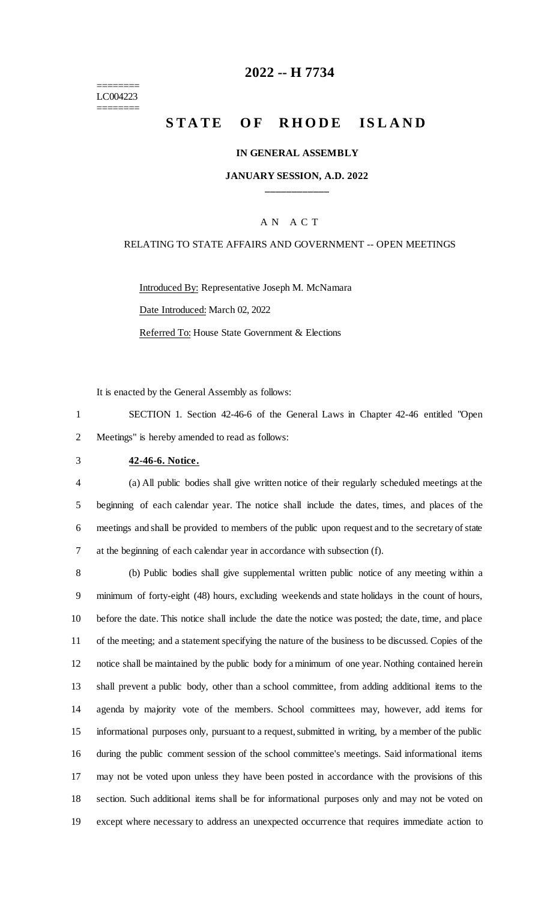========
LC004223
========

# 2022 -- H 7734

# STATE OF RHODE ISLAND

**IN GENERAL ASSEMBLY**

**JANUARY SESSION, A.D. 2022**

---

A N A C T

RELATING TO STATE AFFAIRS AND GOVERNMENT -- OPEN MEETINGS

Introduced By: Representative Joseph M. McNamara

Date Introduced: March 02, 2022

Referred To: House State Government & Elections

It is enacted by the General Assembly as follows:

SECTION 1. Section 42-46-6 of the General Laws in Chapter 42-46 entitled "Open Meetings" is hereby amended to read as follows:

**42-46-6. Notice.**

(a) All public bodies shall give written notice of their regularly scheduled meetings at the beginning of each calendar year. The notice shall include the dates, times, and places of the meetings and shall be provided to members of the public upon request and to the secretary of state at the beginning of each calendar year in accordance with subsection (f).

(b) Public bodies shall give supplemental written public notice of any meeting within a minimum of forty-eight (48) hours, excluding weekends and state holidays in the count of hours, before the date. This notice shall include the date the notice was posted; the date, time, and place of the meeting; and a statement specifying the nature of the business to be discussed. Copies of the notice shall be maintained by the public body for a minimum of one year. Nothing contained herein shall prevent a public body, other than a school committee, from adding additional items to the agenda by majority vote of the members. School committees may, however, add items for informational purposes only, pursuant to a request, submitted in writing, by a member of the public during the public comment session of the school committee's meetings. Said informational items may not be voted upon unless they have been posted in accordance with the provisions of this section. Such additional items shall be for informational purposes only and may not be voted on except where necessary to address an unexpected occurrence that requires immediate action to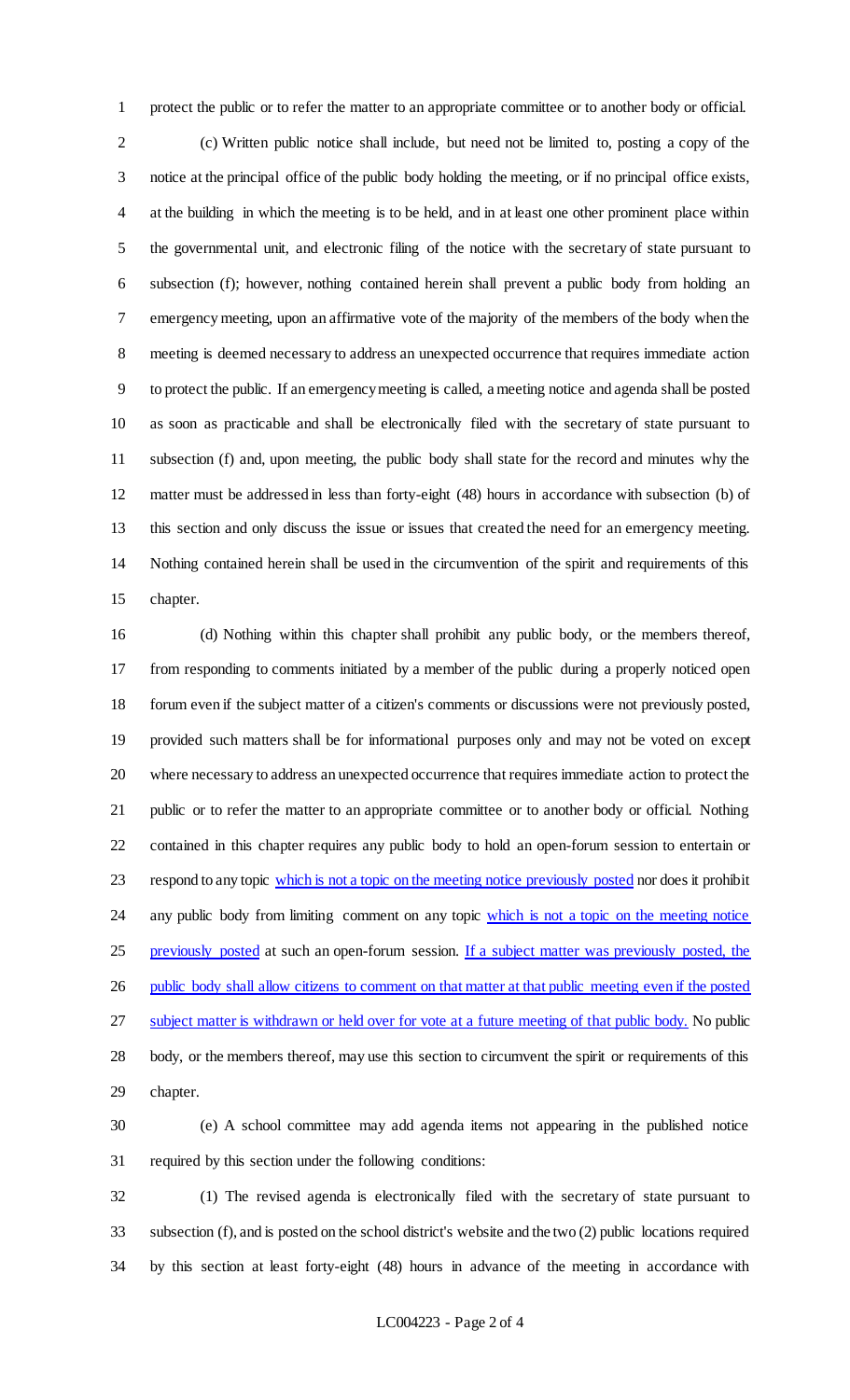protect the public or to refer the matter to an appropriate committee or to another body or official.

(c) Written public notice shall include, but need not be limited to, posting a copy of the notice at the principal office of the public body holding the meeting, or if no principal office exists, at the building in which the meeting is to be held, and in at least one other prominent place within the governmental unit, and electronic filing of the notice with the secretary of state pursuant to subsection (f); however, nothing contained herein shall prevent a public body from holding an emergency meeting, upon an affirmative vote of the majority of the members of the body when the meeting is deemed necessary to address an unexpected occurrence that requires immediate action to protect the public. If an emergency meeting is called, a meeting notice and agenda shall be posted as soon as practicable and shall be electronically filed with the secretary of state pursuant to subsection (f) and, upon meeting, the public body shall state for the record and minutes why the matter must be addressed in less than forty-eight (48) hours in accordance with subsection (b) of this section and only discuss the issue or issues that created the need for an emergency meeting. Nothing contained herein shall be used in the circumvention of the spirit and requirements of this chapter.

(d) Nothing within this chapter shall prohibit any public body, or the members thereof, from responding to comments initiated by a member of the public during a properly noticed open forum even if the subject matter of a citizen's comments or discussions were not previously posted, provided such matters shall be for informational purposes only and may not be voted on except where necessary to address an unexpected occurrence that requires immediate action to protect the public or to refer the matter to an appropriate committee or to another body or official. Nothing contained in this chapter requires any public body to hold an open-forum session to entertain or respond to any topic <u>which is not a topic on the meeting notice previously posted</u> nor does it prohibit any public body from limiting comment on any topic <u>which is not a topic on the meeting notice previously posted</u> at such an open-forum session. <u>If a subject matter was previously posted, the public body shall allow citizens to comment on that matter at that public meeting even if the posted subject matter is withdrawn or held over for vote at a future meeting of that public body.</u> No public body, or the members thereof, may use this section to circumvent the spirit or requirements of this chapter.

(e) A school committee may add agenda items not appearing in the published notice required by this section under the following conditions:

(1) The revised agenda is electronically filed with the secretary of state pursuant to subsection (f), and is posted on the school district's website and the two (2) public locations required by this section at least forty-eight (48) hours in advance of the meeting in accordance with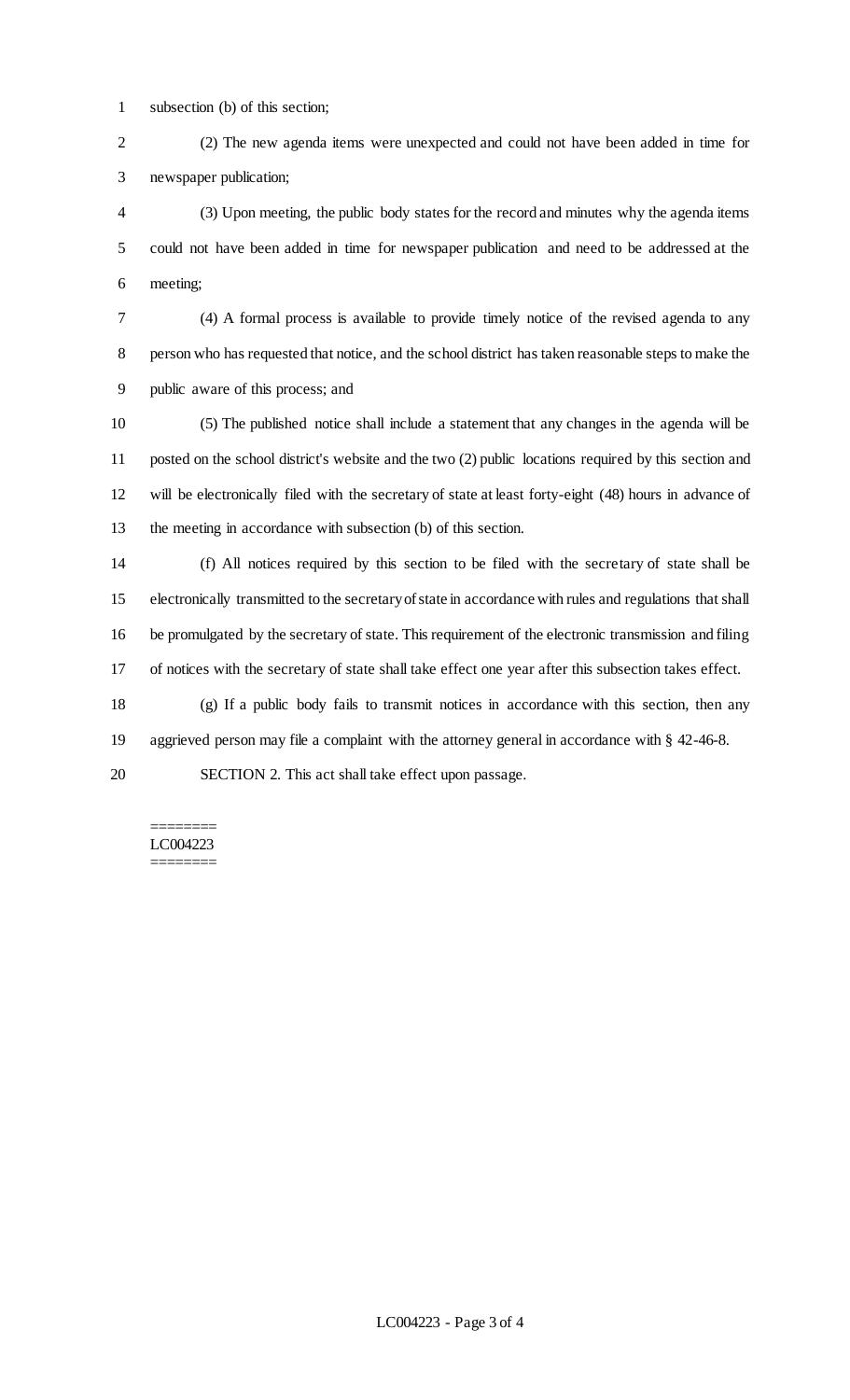subsection (b) of this section;

(2) The new agenda items were unexpected and could not have been added in time for newspaper publication;

(3) Upon meeting, the public body states for the record and minutes why the agenda items could not have been added in time for newspaper publication and need to be addressed at the meeting;

(4) A formal process is available to provide timely notice of the revised agenda to any person who has requested that notice, and the school district has taken reasonable steps to make the public aware of this process; and

(5) The published notice shall include a statement that any changes in the agenda will be posted on the school district's website and the two (2) public locations required by this section and will be electronically filed with the secretary of state at least forty-eight (48) hours in advance of the meeting in accordance with subsection (b) of this section.

(f) All notices required by this section to be filed with the secretary of state shall be electronically transmitted to the secretary of state in accordance with rules and regulations that shall be promulgated by the secretary of state. This requirement of the electronic transmission and filing of notices with the secretary of state shall take effect one year after this subsection takes effect.

(g) If a public body fails to transmit notices in accordance with this section, then any aggrieved person may file a complaint with the attorney general in accordance with § 42-46-8.

SECTION 2. This act shall take effect upon passage.

========
LC004223
========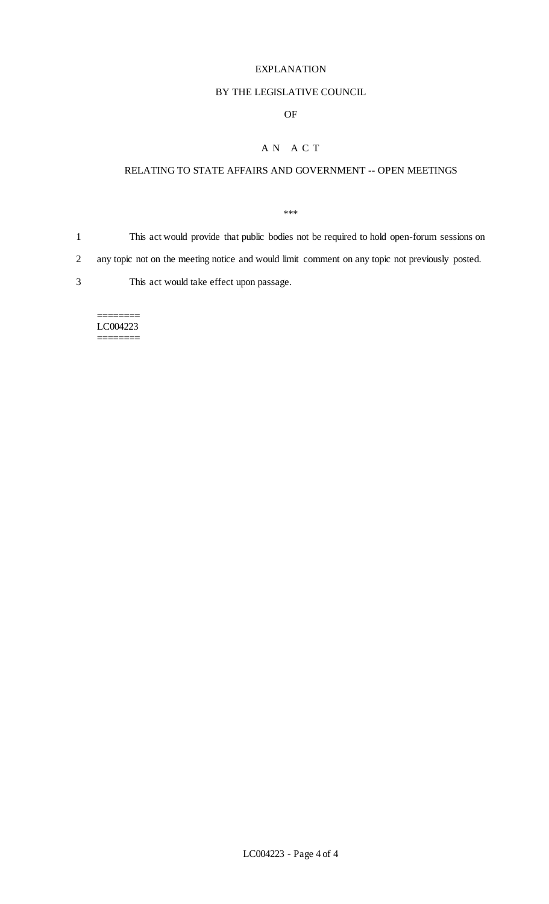EXPLANATION

BY THE LEGISLATIVE COUNCIL

OF

A N A C T

RELATING TO STATE AFFAIRS AND GOVERNMENT -- OPEN MEETINGS

\*\*\*

1 This act would provide that public bodies not be required to hold open-forum sessions on
2 any topic not on the meeting notice and would limit comment on any topic not previously posted.
3 This act would take effect upon passage.

========
LC004223
========